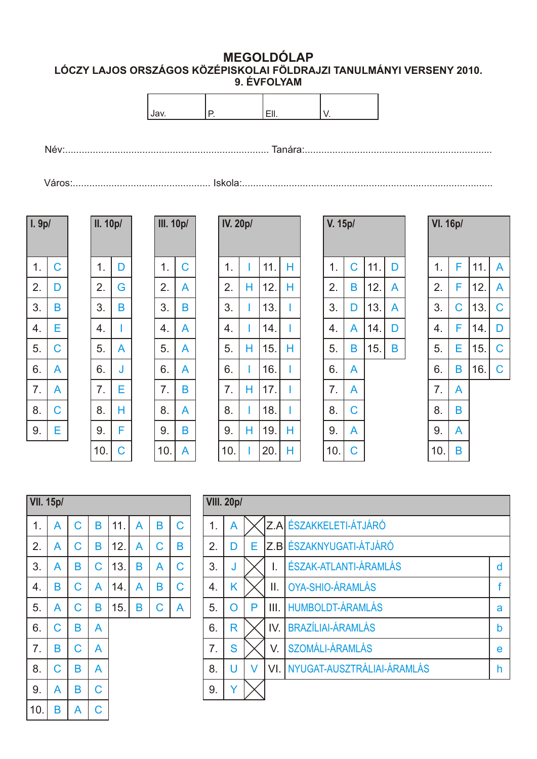# MEGOLDÓLAP

## LÓCZY LAJOS ORSZÁGOS KÖZÉPISKOLAI FÖLDRAJZI TANULMÁNYI VERSENY 2010.
## 9. ÉVFOLYAM

| Jav. | P. | Ell. | V. |
|---|---|---|---|

Név:........................................................................ Tanára:...................................................................

Város:................................................. Iskola:.......................................................................................

**I. 9p/**

| | |
|---|---|
| 1. | C |
| 2. | D |
| 3. | B |
| 4. | E |
| 5. | C |
| 6. | A |
| 7. | A |
| 8. | C |
| 9. | E |

**II. 10p/**

| | |
|---|---|
| 1. | D |
| 2. | G |
| 3. | B |
| 4. | I |
| 5. | A |
| 6. | J |
| 7. | E |
| 8. | H |
| 9. | F |
| 10. | C |

**III. 10p/**

| | |
|---|---|
| 1. | C |
| 2. | A |
| 3. | B |
| 4. | A |
| 5. | A |
| 6. | A |
| 7. | B |
| 8. | A |
| 9. | B |
| 10. | A |

**IV. 20p/**

| | | | |
|---|---|---|---|
| 1. | I | 11. | H |
| 2. | H | 12. | H |
| 3. | I | 13. | I |
| 4. | I | 14. | I |
| 5. | H | 15. | H |
| 6. | I | 16. | I |
| 7. | H | 17. | I |
| 8. | I | 18. | I |
| 9. | H | 19. | H |
| 10. | I | 20. | H |

**V. 15p/**

| | | | |
|---|---|---|---|
| 1. | C | 11. | D |
| 2. | B | 12. | A |
| 3. | D | 13. | A |
| 4. | A | 14. | D |
| 5. | B | 15. | B |
| 6. | A | | |
| 7. | A | | |
| 8. | C | | |
| 9. | A | | |
| 10. | C | | |

**VI. 16p/**

| | | | |
|---|---|---|---|
| 1. | F | 11. | A |
| 2. | F | 12. | A |
| 3. | C | 13. | C |
| 4. | F | 14. | D |
| 5. | E | 15. | C |
| 6. | B | 16. | C |
| 7. | A | | |
| 8. | B | | |
| 9. | A | | |
| 10. | B | | |

**VII. 15p/**

| | | | | | | | |
|---|---|---|---|---|---|---|---|
| 1. | A | C | B | 11. | A | B | C |
| 2. | A | C | B | 12. | A | C | B |
| 3. | A | B | C | 13. | B | A | C |
| 4. | B | C | A | 14. | A | B | C |
| 5. | A | C | B | 15. | B | C | A |
| 6. | C | B | A | | | | |
| 7. | B | C | A | | | | |
| 8. | C | B | A | | | | |
| 9. | A | B | C | | | | |
| 10. | B | A | C | | | | |

**VIII. 20p/**

| | | | | | |
|---|---|---|---|---|---|
| 1. | A | X | Z.A | ÉSZAKKELETI-ÁTJÁRÓ | |
| 2. | D | E | Z.B | ÉSZAKNYUGATI-ÁTJÁRÓ | |
| 3. | J | X | I. | ÉSZAK-ATLANTI-ÁRAMLÁS | d |
| 4. | K | X | II. | OYA-SHIO-ÁRAMLÁS | f |
| 5. | O | P | III. | HUMBOLDT-ÁRAMLÁS | a |
| 6. | R | X | IV. | BRAZÍLIAI-ÁRAMLÁS | b |
| 7. | S | X | V. | SZOMÁLI-ÁRAMLÁS | e |
| 8. | U | V | VI. | NYUGAT-AUSZTRÁLIAI-ÁRAMLÁS | h |
| 9. | Y | X | | | |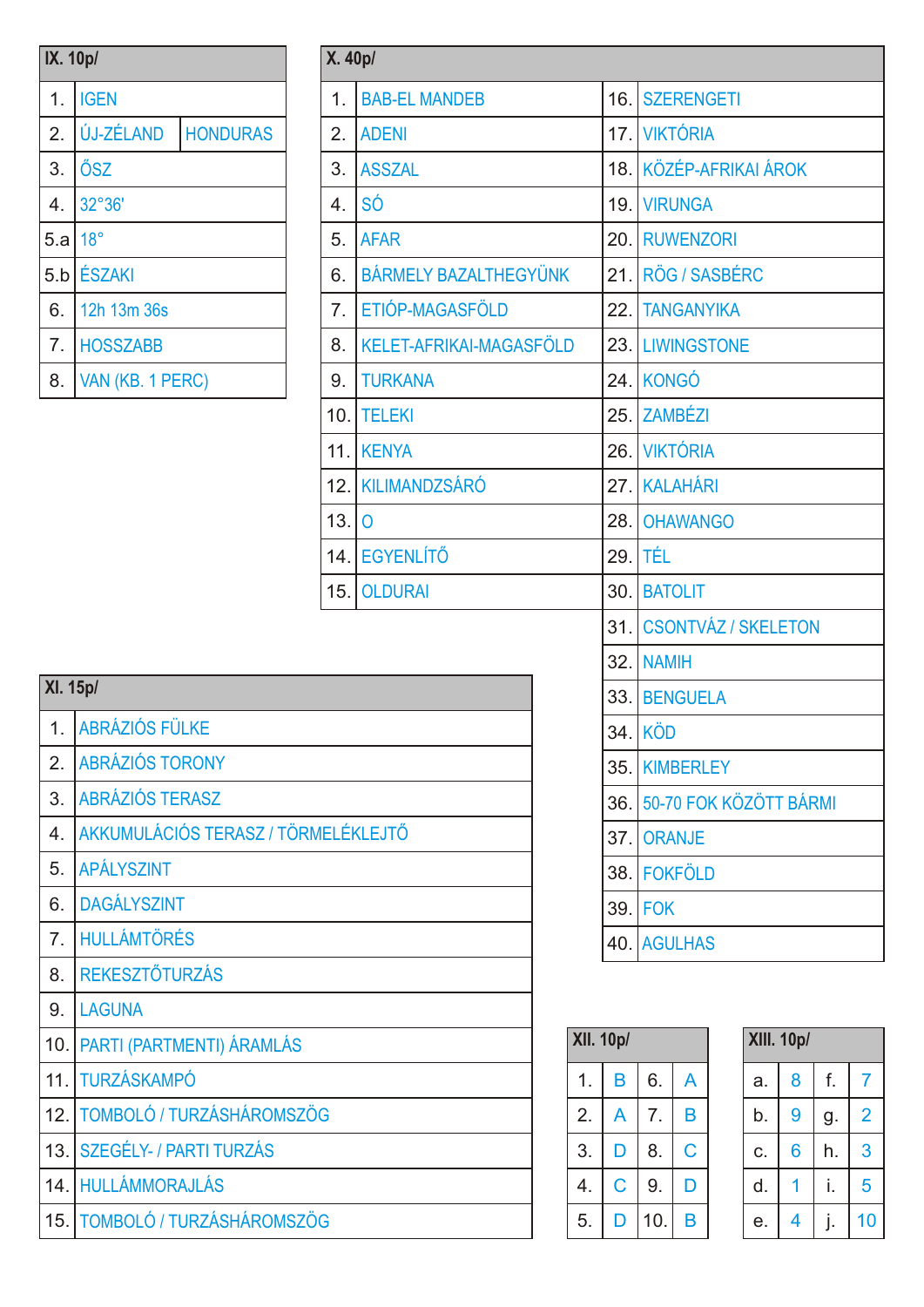| IX. 10p/ | | |
|---|---|---|
| 1. | IGEN | |
| 2. | ÚJ-ZÉLAND | HONDURAS |
| 3. | ŐSZ | |
| 4. | 32°36' | |
| 5.a | 18° | |
| 5.b | ÉSZAKI | |
| 6. | 12h 13m 36s | |
| 7. | HOSSZABB | |
| 8. | VAN (KB. 1 PERC) | |

| X. 40p/ | | | |
|---|---|---|---|
| 1. | BAB-EL MANDEB | 16. | SZERENGETI |
| 2. | ADENI | 17. | VIKTÓRIA |
| 3. | ASSZAL | 18. | KÖZÉP-AFRIKAI ÁROK |
| 4. | SÓ | 19. | VIRUNGA |
| 5. | AFAR | 20. | RUWENZORI |
| 6. | BÁRMELY BAZALTHEGYÜNK | 21. | RÖG / SASBÉRC |
| 7. | ETIÓP-MAGASFÖLD | 22. | TANGANYIKA |
| 8. | KELET-AFRIKAI-MAGASFÖLD | 23. | LIWINGSTONE |
| 9. | TURKANA | 24. | KONGÓ |
| 10. | TELEKI | 25. | ZAMBÉZI |
| 11. | KENYA | 26. | VIKTÓRIA |
| 12. | KILIMANDZSÁRÓ | 27. | KALAHÁRI |
| 13. | O | 28. | OHAWANGO |
| 14. | EGYENLÍTŐ | 29. | TÉL |
| 15. | OLDURAI | 30. | BATOLIT |
| | | 31. | CSONTVÁZ / SKELETON |
| | | 32. | NAMIH |
| | | 33. | BENGUELA |
| | | 34. | KÖD |
| | | 35. | KIMBERLEY |
| | | 36. | 50-70 FOK KÖZÖTT BÁRMI |
| | | 37. | ORANJE |
| | | 38. | FOKFÖLD |
| | | 39. | FOK |
| | | 40. | AGULHAS |

| XI. 15p/ | |
|---|---|
| 1. | ABRÁZIÓS FÜLKE |
| 2. | ABRÁZIÓS TORONY |
| 3. | ABRÁZIÓS TERASZ |
| 4. | AKKUMULÁCIÓS TERASZ / TÖRMELÉKLEJTŐ |
| 5. | APÁLYSZINT |
| 6. | DAGÁLYSZINT |
| 7. | HULLÁMTÖRÉS |
| 8. | REKESZTŐTURZÁS |
| 9. | LAGUNA |
| 10. | PARTI (PARTMENTI) ÁRAMLÁS |
| 11. | TURZÁSKAMPÓ |
| 12. | TOMBOLÓ / TURZÁSHÁROMSZÖG |
| 13. | SZEGÉLY- / PARTI TURZÁS |
| 14. | HULLÁMMORAJLÁS |
| 15. | TOMBOLÓ / TURZÁSHÁROMSZÖG |

| XII. 10p/ | | | |
|---|---|---|---|
| 1. | B | 6. | A |
| 2. | A | 7. | B |
| 3. | D | 8. | C |
| 4. | C | 9. | D |
| 5. | D | 10. | B |

| XIII. 10p/ | | | |
|---|---|---|---|
| a. | 8 | f. | 7 |
| b. | 9 | g. | 2 |
| c. | 6 | h. | 3 |
| d. | 1 | i. | 5 |
| e. | 4 | j. | 10 |